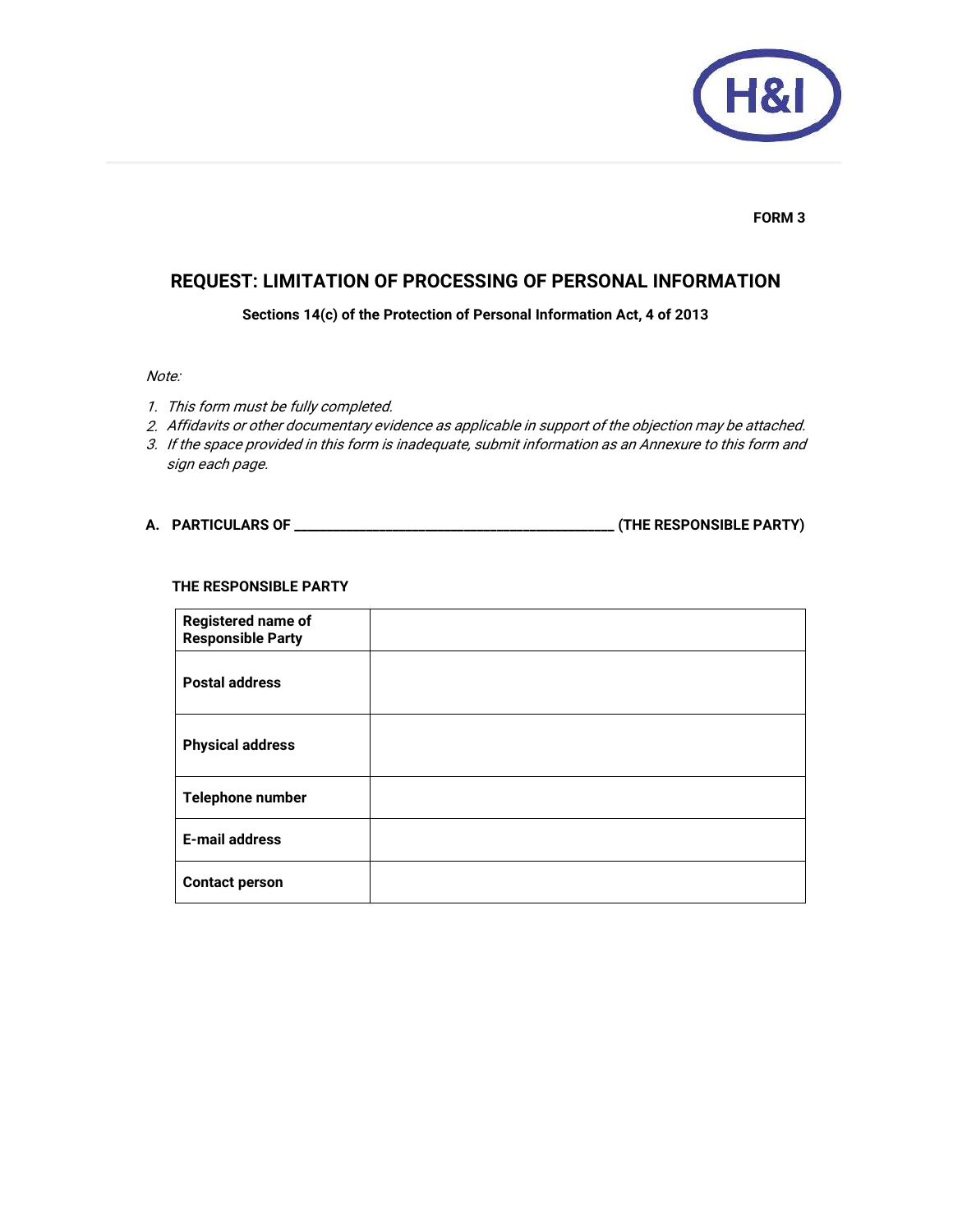**FORM 3**

## REQUEST: LIMITATION OF PROCESSING OF PERSONAL INFORMATION

**Sections 14(c) of the Protection of Personal Information Act, 4 of 2013**

*Note:*

1. *This form must be fully completed.*
2. *Affidavits or other documentary evidence as applicable in support of the objection may be attached.*
3. *If the space provided in this form is inadequate, submit information as an Annexure to this form and sign each page.*

**A. PARTICULARS OF ______________________________________________ (THE RESPONSIBLE PARTY)**

**THE RESPONSIBLE PARTY**

| | |
|---|---|
| **Registered name of Responsible Party** | |
| **Postal address** | |
| **Physical address** | |
| **Telephone number** | |
| **E-mail address** | |
| **Contact person** | |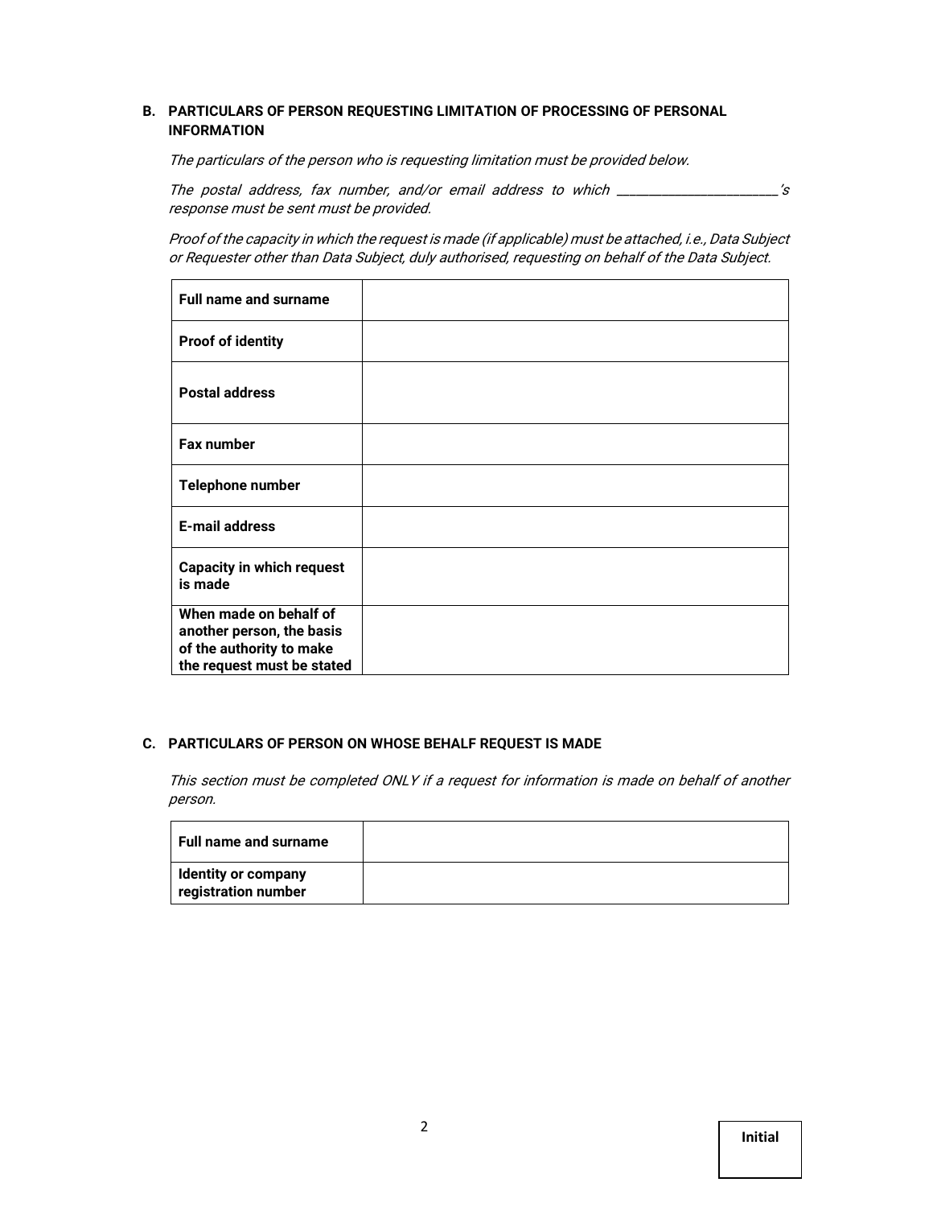## B. PARTICULARS OF PERSON REQUESTING LIMITATION OF PROCESSING OF PERSONAL INFORMATION

*The particulars of the person who is requesting limitation must be provided below.*

*The postal address, fax number, and/or email address to which \_\_\_\_\_\_\_\_\_\_\_\_\_\_\_\_\_\_\_\_\_\_\_'s response must be sent must be provided.*

*Proof of the capacity in which the request is made (if applicable) must be attached, i.e., Data Subject or Requester other than Data Subject, duly authorised, requesting on behalf of the Data Subject.*

| | |
|---|---|
| **Full name and surname** | |
| **Proof of identity** | |
| **Postal address** | |
| **Fax number** | |
| **Telephone number** | |
| **E-mail address** | |
| **Capacity in which request is made** | |
| **When made on behalf of another person, the basis of the authority to make the request must be stated** | |

## C. PARTICULARS OF PERSON ON WHOSE BEHALF REQUEST IS MADE

*This section must be completed ONLY if a request for information is made on behalf of another person.*

| | |
|---|---|
| **Full name and surname** | |
| **Identity or company registration number** | |

**Initial**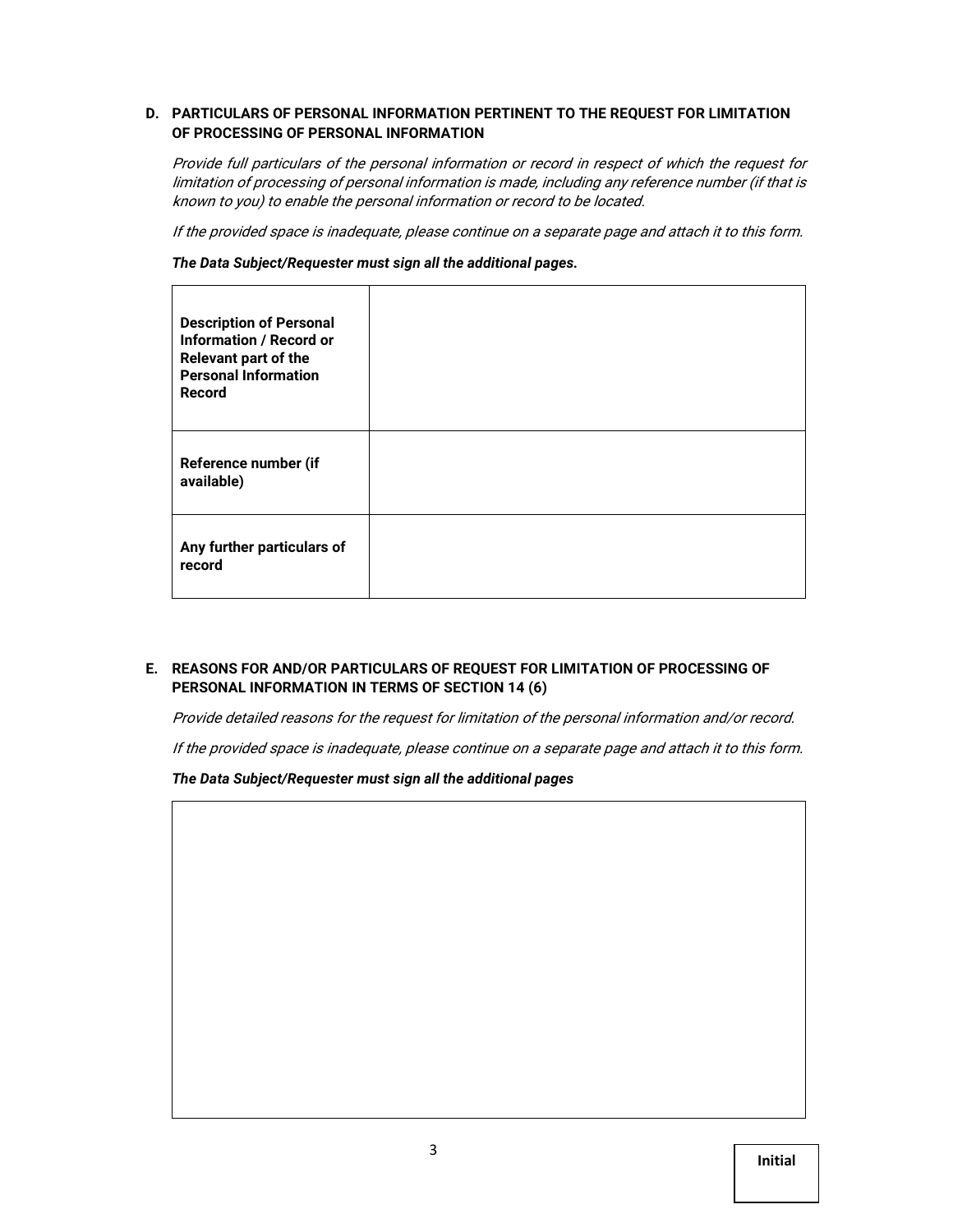**D. PARTICULARS OF PERSONAL INFORMATION PERTINENT TO THE REQUEST FOR LIMITATION OF PROCESSING OF PERSONAL INFORMATION**

*Provide full particulars of the personal information or record in respect of which the request for limitation of processing of personal information is made, including any reference number (if that is known to you) to enable the personal information or record to be located.*

*If the provided space is inadequate, please continue on a separate page and attach it to this form.*

***The Data Subject/Requester must sign all the additional pages.***

| | |
|---|---|
| **Description of Personal Information / Record or Relevant part of the Personal Information Record** | |
| **Reference number (if available)** | |
| **Any further particulars of record** | |

**E. REASONS FOR AND/OR PARTICULARS OF REQUEST FOR LIMITATION OF PROCESSING OF PERSONAL INFORMATION IN TERMS OF SECTION 14 (6)**

*Provide detailed reasons for the request for limitation of the personal information and/or record.*

*If the provided space is inadequate, please continue on a separate page and attach it to this form.*

***The Data Subject/Requester must sign all the additional pages***

| |
|---|
| |

**Initial**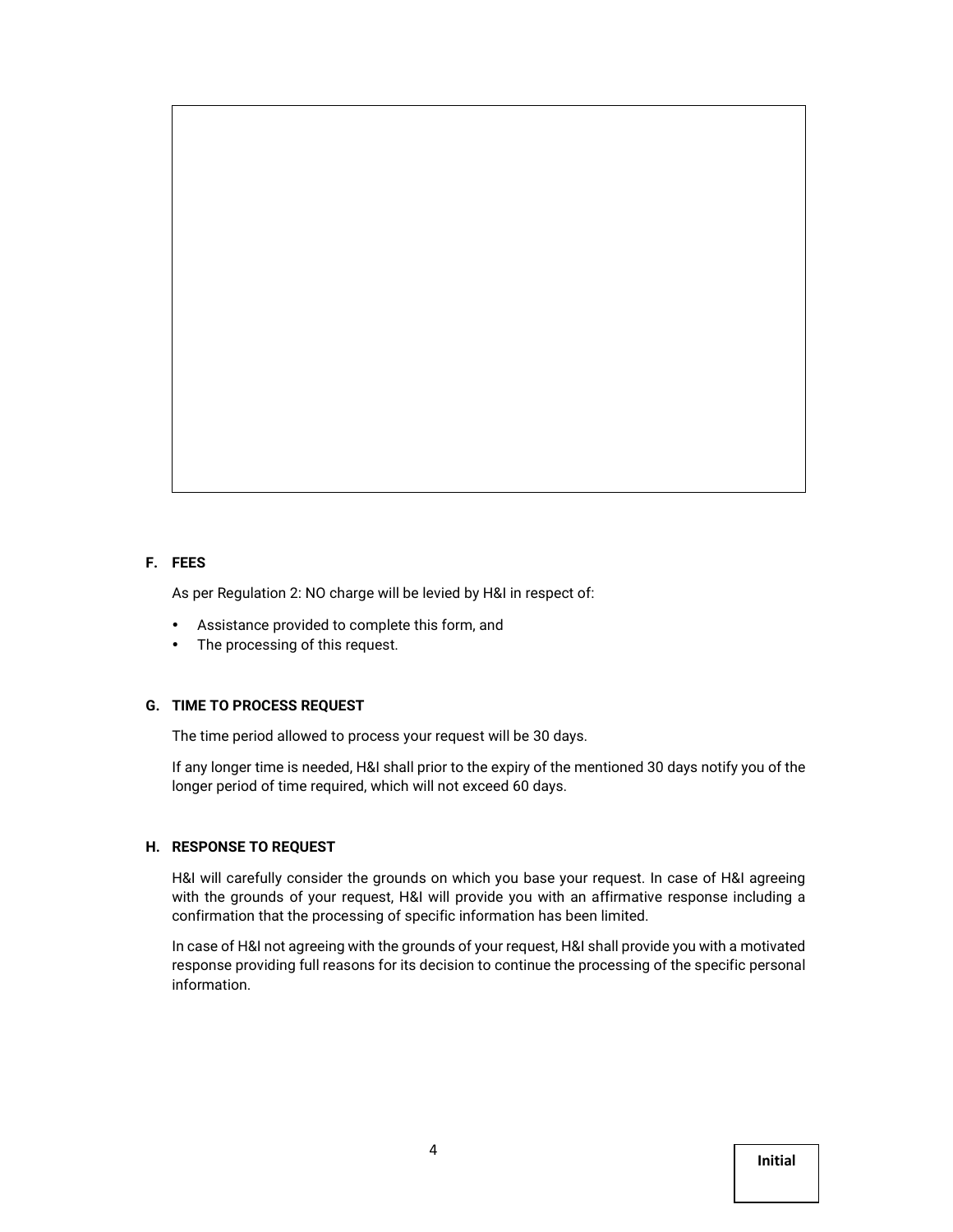## F. FEES

As per Regulation 2: NO charge will be levied by H&I in respect of:

- Assistance provided to complete this form, and
- The processing of this request.

## G. TIME TO PROCESS REQUEST

The time period allowed to process your request will be 30 days.

If any longer time is needed, H&I shall prior to the expiry of the mentioned 30 days notify you of the longer period of time required, which will not exceed 60 days.

## H. RESPONSE TO REQUEST

H&I will carefully consider the grounds on which you base your request. In case of H&I agreeing with the grounds of your request, H&I will provide you with an affirmative response including a confirmation that the processing of specific information has been limited.

In case of H&I not agreeing with the grounds of your request, H&I shall provide you with a motivated response providing full reasons for its decision to continue the processing of the specific personal information.

**Initial**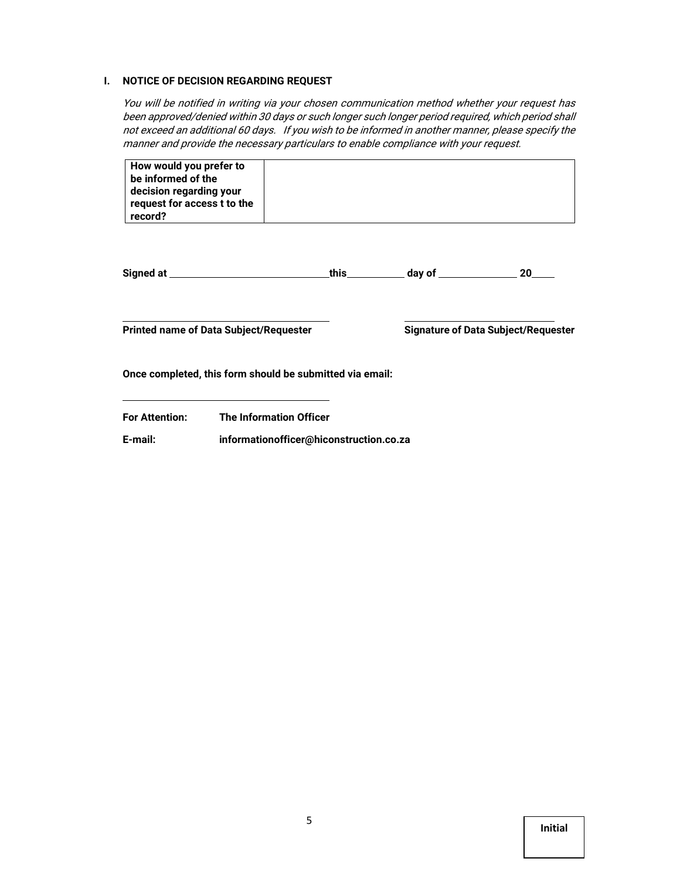**I. NOTICE OF DECISION REGARDING REQUEST**

*You will be notified in writing via your chosen communication method whether your request has been approved/denied within 30 days or such longer such longer period required, which period shall not exceed an additional 60 days. If you wish to be informed in another manner, please specify the manner and provide the necessary particulars to enable compliance with your request.*

| | |
|---|---|
| **How would you prefer to be informed of the decision regarding your request for access t to the record?** | |

**Signed at \_\_\_\_\_\_\_\_\_\_\_\_\_\_\_\_\_\_\_\_\_\_\_\_\_\_\_\_\_\_\_this\_\_\_\_\_\_\_\_\_\_\_ day of \_\_\_\_\_\_\_\_\_\_\_\_\_\_\_ 20\_\_\_\_**

\_\_\_\_\_\_\_\_\_\_\_\_\_\_\_\_\_\_\_\_\_\_\_\_\_\_\_\_\_\_\_\_\_\_\_\_\_\_\_\_
**Printed name of Data Subject/Requester**

\_\_\_\_\_\_\_\_\_\_\_\_\_\_\_\_\_\_\_\_\_\_\_\_\_\_\_\_\_\_\_\_\_\_\_\_\_\_\_\_
**Signature of Data Subject/Requester**

**Once completed, this form should be submitted via email:**

\_\_\_\_\_\_\_\_\_\_\_\_\_\_\_\_\_\_\_\_\_\_\_\_\_\_\_\_\_\_\_\_\_\_\_\_\_\_\_\_

**For Attention:** **The Information Officer**

**E-mail:** **informationofficer@hiconstruction.co.za**

**Initial**